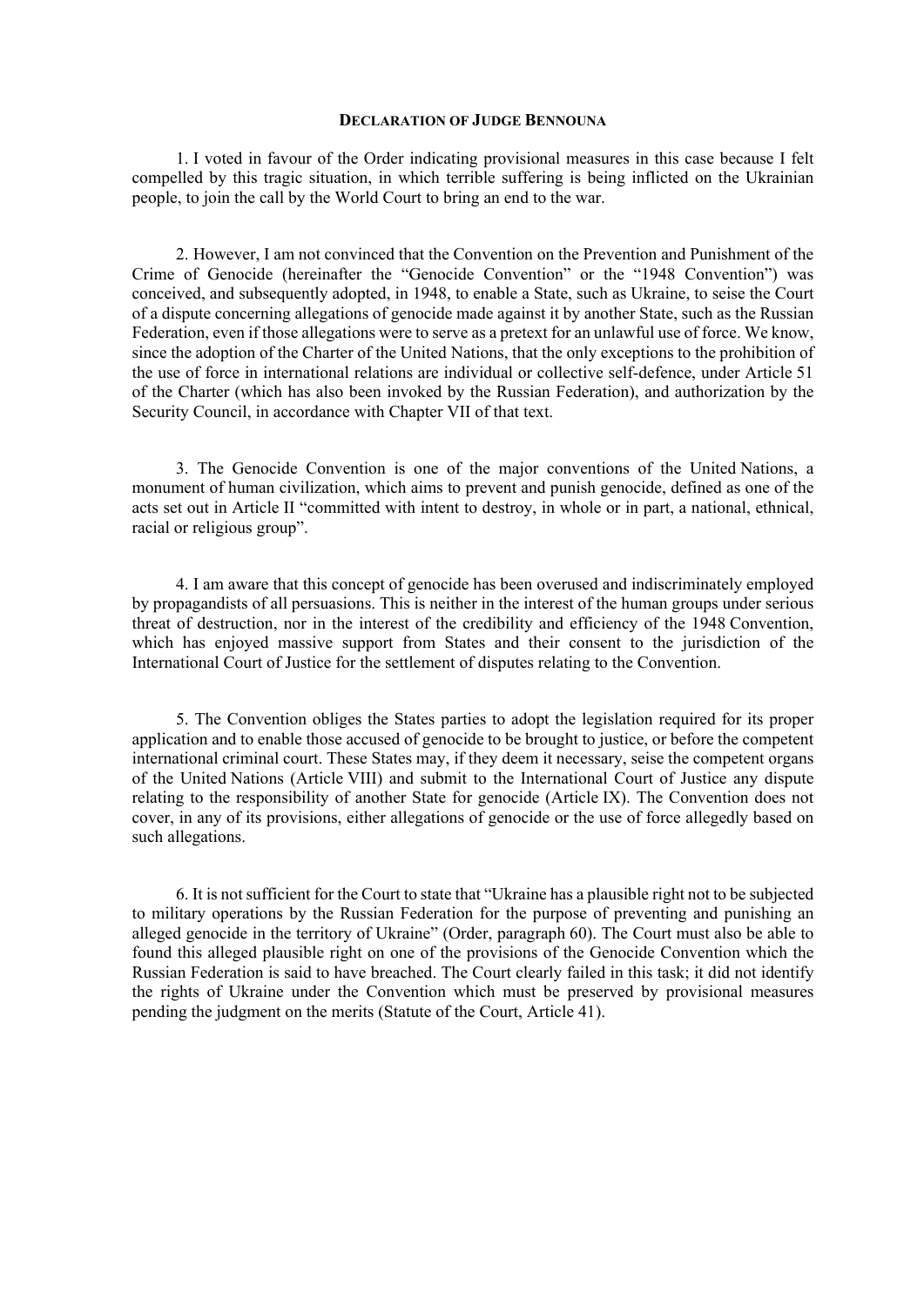## DECLARATION OF JUDGE BENNOUNA

1. I voted in favour of the Order indicating provisional measures in this case because I felt compelled by this tragic situation, in which terrible suffering is being inflicted on the Ukrainian people, to join the call by the World Court to bring an end to the war.

2. However, I am not convinced that the Convention on the Prevention and Punishment of the Crime of Genocide (hereinafter the "Genocide Convention" or the "1948 Convention") was conceived, and subsequently adopted, in 1948, to enable a State, such as Ukraine, to seise the Court of a dispute concerning allegations of genocide made against it by another State, such as the Russian Federation, even if those allegations were to serve as a pretext for an unlawful use of force. We know, since the adoption of the Charter of the United Nations, that the only exceptions to the prohibition of the use of force in international relations are individual or collective self-defence, under Article 51 of the Charter (which has also been invoked by the Russian Federation), and authorization by the Security Council, in accordance with Chapter VII of that text.

3. The Genocide Convention is one of the major conventions of the United Nations, a monument of human civilization, which aims to prevent and punish genocide, defined as one of the acts set out in Article II "committed with intent to destroy, in whole or in part, a national, ethnical, racial or religious group".

4. I am aware that this concept of genocide has been overused and indiscriminately employed by propagandists of all persuasions. This is neither in the interest of the human groups under serious threat of destruction, nor in the interest of the credibility and efficiency of the 1948 Convention, which has enjoyed massive support from States and their consent to the jurisdiction of the International Court of Justice for the settlement of disputes relating to the Convention.

5. The Convention obliges the States parties to adopt the legislation required for its proper application and to enable those accused of genocide to be brought to justice, or before the competent international criminal court. These States may, if they deem it necessary, seise the competent organs of the United Nations (Article VIII) and submit to the International Court of Justice any dispute relating to the responsibility of another State for genocide (Article IX). The Convention does not cover, in any of its provisions, either allegations of genocide or the use of force allegedly based on such allegations.

6. It is not sufficient for the Court to state that "Ukraine has a plausible right not to be subjected to military operations by the Russian Federation for the purpose of preventing and punishing an alleged genocide in the territory of Ukraine" (Order, paragraph 60). The Court must also be able to found this alleged plausible right on one of the provisions of the Genocide Convention which the Russian Federation is said to have breached. The Court clearly failed in this task; it did not identify the rights of Ukraine under the Convention which must be preserved by provisional measures pending the judgment on the merits (Statute of the Court, Article 41).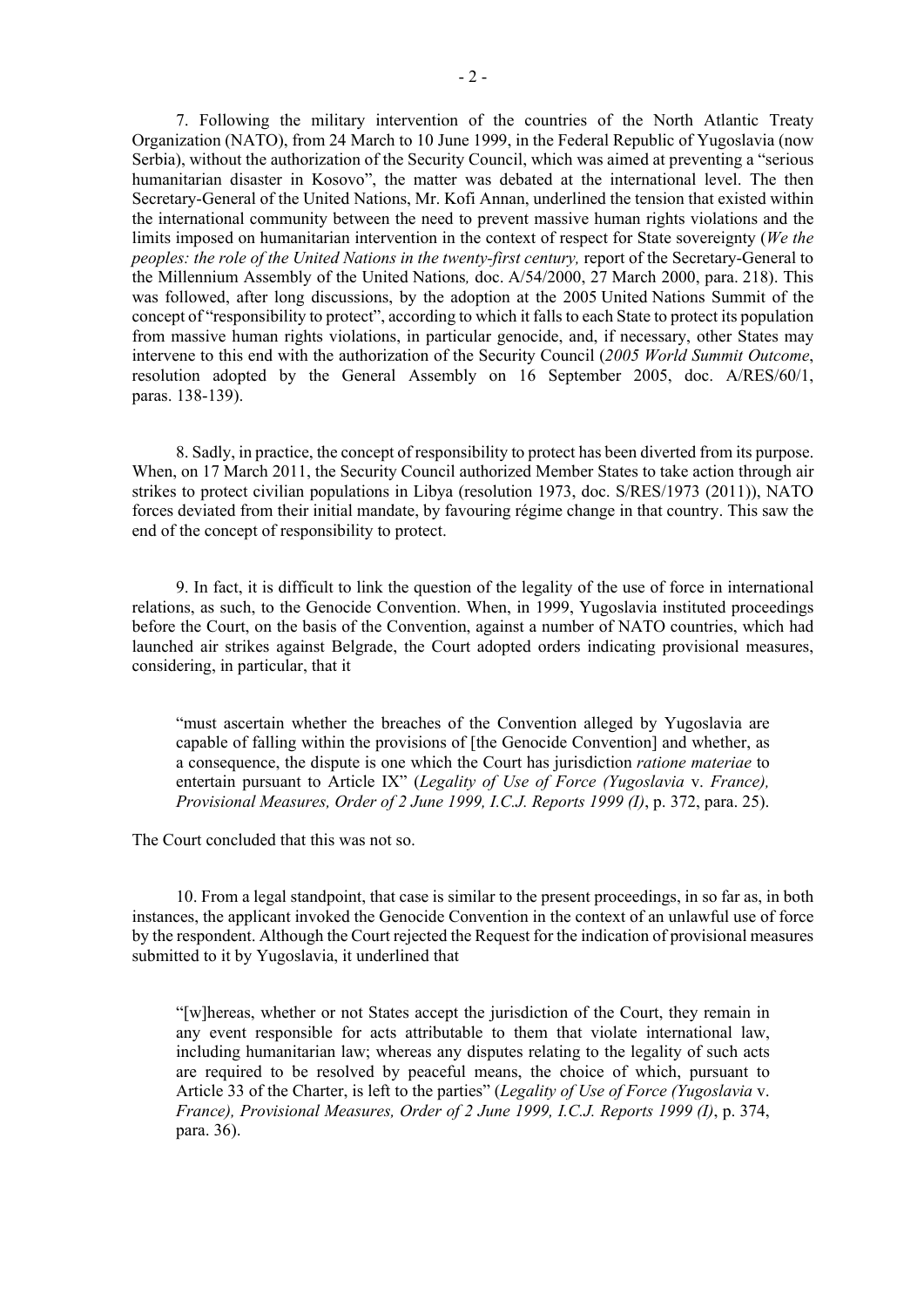7. Following the military intervention of the countries of the North Atlantic Treaty Organization (NATO), from 24 March to 10 June 1999, in the Federal Republic of Yugoslavia (now Serbia), without the authorization of the Security Council, which was aimed at preventing a "serious humanitarian disaster in Kosovo", the matter was debated at the international level. The then Secretary-General of the United Nations, Mr. Kofi Annan, underlined the tension that existed within the international community between the need to prevent massive human rights violations and the limits imposed on humanitarian intervention in the context of respect for State sovereignty (*We the peoples: the role of the United Nations in the twenty-first century,* report of the Secretary-General to the Millennium Assembly of the United Nations*,* doc. A/54/2000, 27 March 2000, para. 218). This was followed, after long discussions, by the adoption at the 2005 United Nations Summit of the concept of "responsibility to protect", according to which it falls to each State to protect its population from massive human rights violations, in particular genocide, and, if necessary, other States may intervene to this end with the authorization of the Security Council (*2005 World Summit Outcome*, resolution adopted by the General Assembly on 16 September 2005, doc. A/RES/60/1, paras. 138-139).

8. Sadly, in practice, the concept of responsibility to protect has been diverted from its purpose. When, on 17 March 2011, the Security Council authorized Member States to take action through air strikes to protect civilian populations in Libya (resolution 1973, doc. S/RES/1973 (2011)), NATO forces deviated from their initial mandate, by favouring régime change in that country. This saw the end of the concept of responsibility to protect.

9. In fact, it is difficult to link the question of the legality of the use of force in international relations, as such, to the Genocide Convention. When, in 1999, Yugoslavia instituted proceedings before the Court, on the basis of the Convention, against a number of NATO countries, which had launched air strikes against Belgrade, the Court adopted orders indicating provisional measures, considering, in particular, that it

> "must ascertain whether the breaches of the Convention alleged by Yugoslavia are capable of falling within the provisions of [the Genocide Convention] and whether, as a consequence, the dispute is one which the Court has jurisdiction *ratione materiae* to entertain pursuant to Article IX" (*Legality of Use of Force (Yugoslavia* v. *France), Provisional Measures, Order of 2 June 1999, I.C.J. Reports 1999 (I)*, p. 372, para. 25).

The Court concluded that this was not so.

10. From a legal standpoint, that case is similar to the present proceedings, in so far as, in both instances, the applicant invoked the Genocide Convention in the context of an unlawful use of force by the respondent. Although the Court rejected the Request for the indication of provisional measures submitted to it by Yugoslavia, it underlined that

> "[w]hereas, whether or not States accept the jurisdiction of the Court, they remain in any event responsible for acts attributable to them that violate international law, including humanitarian law; whereas any disputes relating to the legality of such acts are required to be resolved by peaceful means, the choice of which, pursuant to Article 33 of the Charter, is left to the parties" (*Legality of Use of Force (Yugoslavia* v. *France), Provisional Measures, Order of 2 June 1999, I.C.J. Reports 1999 (I)*, p. 374, para. 36).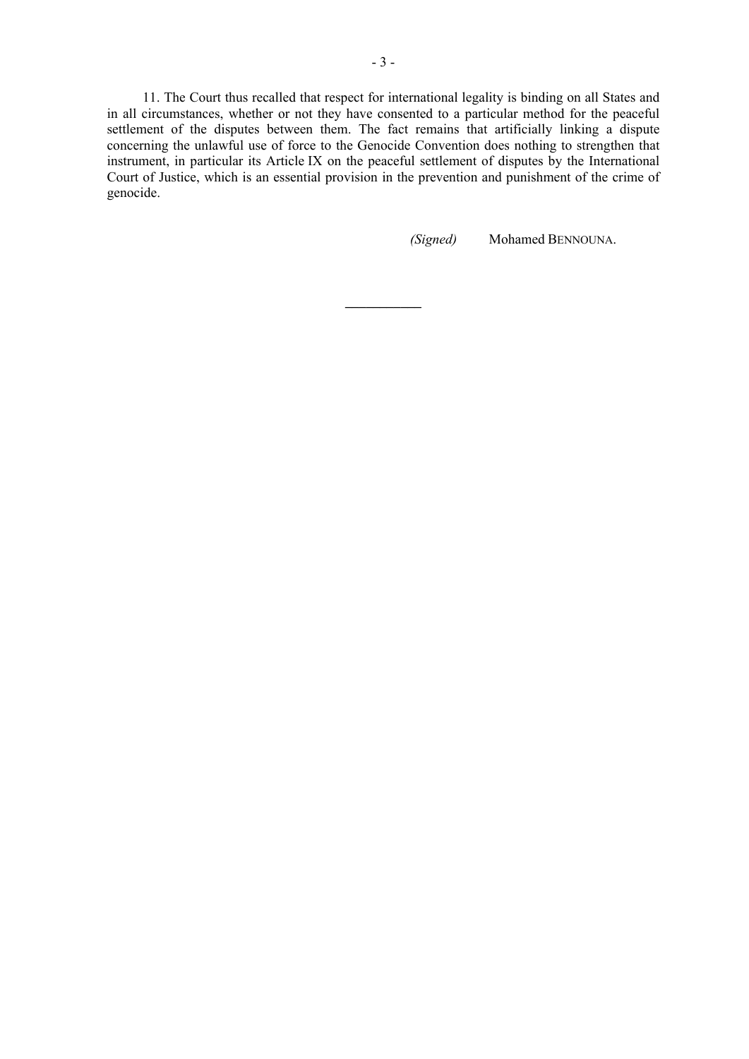11. The Court thus recalled that respect for international legality is binding on all States and in all circumstances, whether or not they have consented to a particular method for the peaceful settlement of the disputes between them. The fact remains that artificially linking a dispute concerning the unlawful use of force to the Genocide Convention does nothing to strengthen that instrument, in particular its Article IX on the peaceful settlement of disputes by the International Court of Justice, which is an essential provision in the prevention and punishment of the crime of genocide.

*(Signed)* Mohamed BENNOUNA.

___________